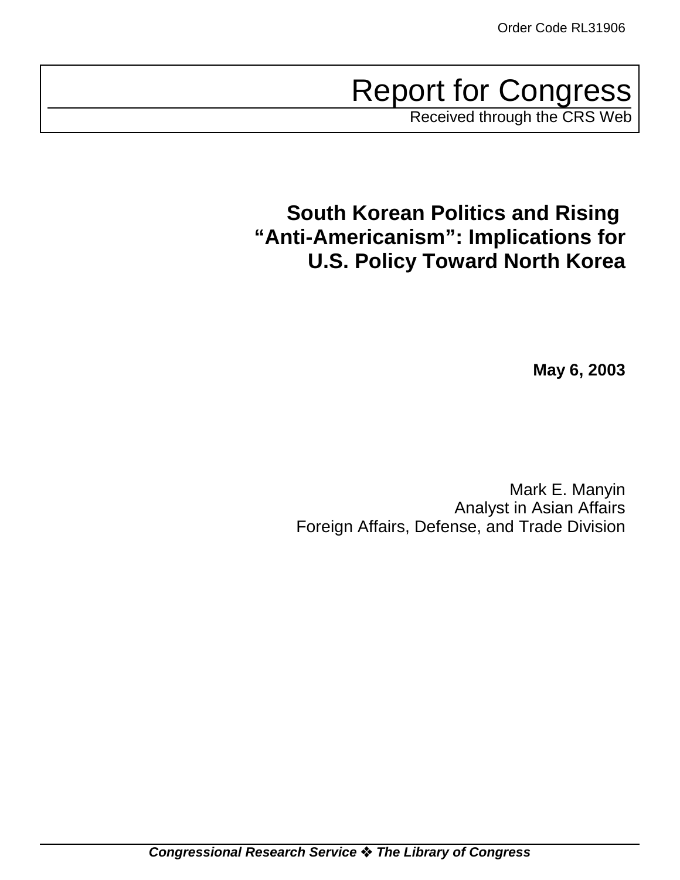Order Code RL31906

# Report for Congress

Received through the CRS Web

## South Korean Politics and Rising "Anti-Americanism": Implications for U.S. Policy Toward North Korea

**May 6, 2003**

Mark E. Manyin
Analyst in Asian Affairs
Foreign Affairs, Defense, and Trade Division

***Congressional Research Service ❖ The Library of Congress***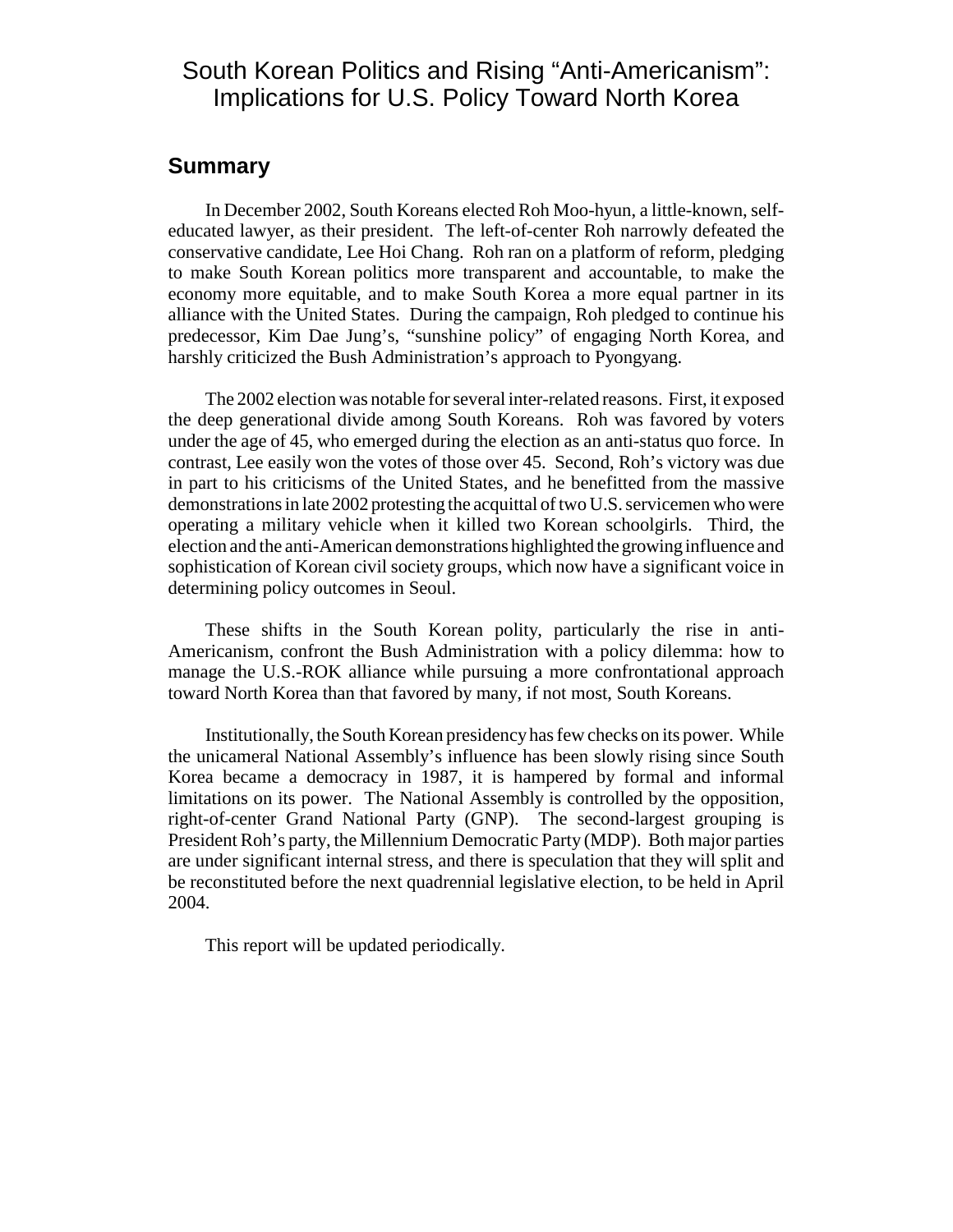# South Korean Politics and Rising "Anti-Americanism": Implications for U.S. Policy Toward North Korea

## Summary

In December 2002, South Koreans elected Roh Moo-hyun, a little-known, self-educated lawyer, as their president. The left-of-center Roh narrowly defeated the conservative candidate, Lee Hoi Chang. Roh ran on a platform of reform, pledging to make South Korean politics more transparent and accountable, to make the economy more equitable, and to make South Korea a more equal partner in its alliance with the United States. During the campaign, Roh pledged to continue his predecessor, Kim Dae Jung's, "sunshine policy" of engaging North Korea, and harshly criticized the Bush Administration's approach to Pyongyang.

The 2002 election was notable for several inter-related reasons. First, it exposed the deep generational divide among South Koreans. Roh was favored by voters under the age of 45, who emerged during the election as an anti-status quo force. In contrast, Lee easily won the votes of those over 45. Second, Roh's victory was due in part to his criticisms of the United States, and he benefitted from the massive demonstrations in late 2002 protesting the acquittal of two U.S. servicemen who were operating a military vehicle when it killed two Korean schoolgirls. Third, the election and the anti-American demonstrations highlighted the growing influence and sophistication of Korean civil society groups, which now have a significant voice in determining policy outcomes in Seoul.

These shifts in the South Korean polity, particularly the rise in anti-Americanism, confront the Bush Administration with a policy dilemma: how to manage the U.S.-ROK alliance while pursuing a more confrontational approach toward North Korea than that favored by many, if not most, South Koreans.

Institutionally, the South Korean presidency has few checks on its power. While the unicameral National Assembly's influence has been slowly rising since South Korea became a democracy in 1987, it is hampered by formal and informal limitations on its power. The National Assembly is controlled by the opposition, right-of-center Grand National Party (GNP). The second-largest grouping is President Roh's party, the Millennium Democratic Party (MDP). Both major parties are under significant internal stress, and there is speculation that they will split and be reconstituted before the next quadrennial legislative election, to be held in April 2004.

This report will be updated periodically.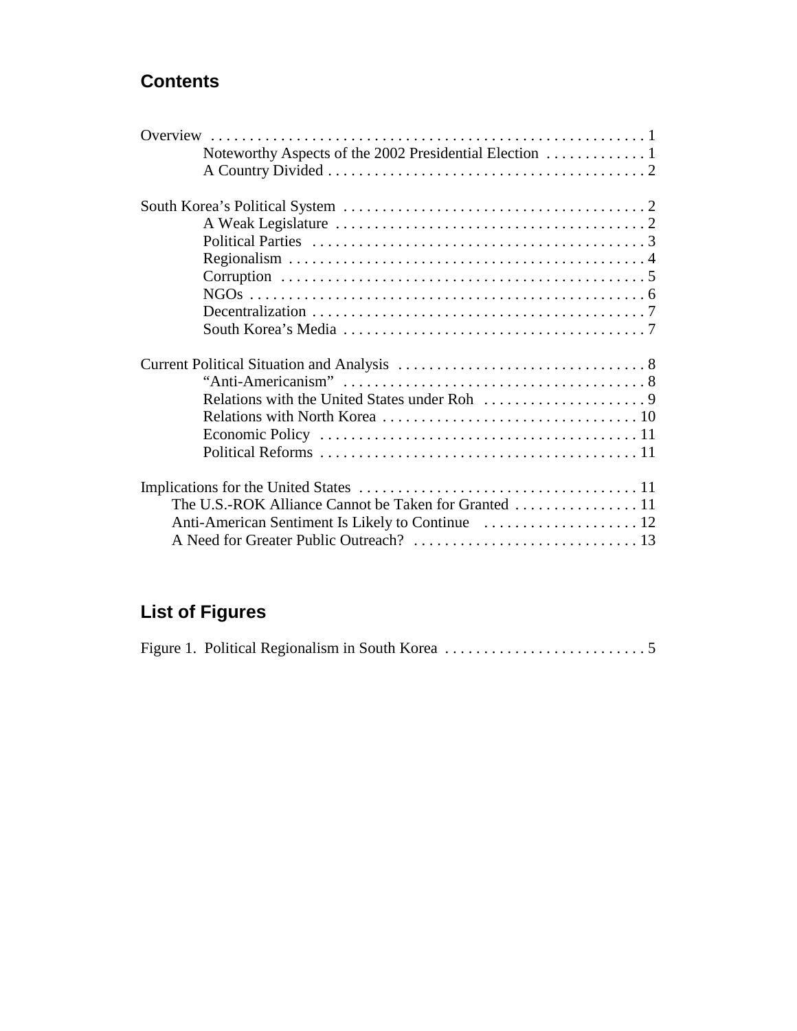## Contents

Overview . . . . . . . . . . . . . . . . . . . . . . . . . . . . . . . . . . . . . . . . . . . . . . . . . . . . . 1
- Noteworthy Aspects of the 2002 Presidential Election . . . . . . . . . . . . . 1
- A Country Divided . . . . . . . . . . . . . . . . . . . . . . . . . . . . . . . . . . . . . . . . . 2

South Korea's Political System . . . . . . . . . . . . . . . . . . . . . . . . . . . . . . . . . . . . . . 2
- A Weak Legislature . . . . . . . . . . . . . . . . . . . . . . . . . . . . . . . . . . . . . . . 2
- Political Parties . . . . . . . . . . . . . . . . . . . . . . . . . . . . . . . . . . . . . . . . . . 3
- Regionalism . . . . . . . . . . . . . . . . . . . . . . . . . . . . . . . . . . . . . . . . . . . . . 4
- Corruption . . . . . . . . . . . . . . . . . . . . . . . . . . . . . . . . . . . . . . . . . . . . . . 5
- NGOs . . . . . . . . . . . . . . . . . . . . . . . . . . . . . . . . . . . . . . . . . . . . . . . . . . 6
- Decentralization . . . . . . . . . . . . . . . . . . . . . . . . . . . . . . . . . . . . . . . . . . 7
- South Korea's Media . . . . . . . . . . . . . . . . . . . . . . . . . . . . . . . . . . . . . . 7

Current Political Situation and Analysis . . . . . . . . . . . . . . . . . . . . . . . . . . . . . . . 8
- "Anti-Americanism" . . . . . . . . . . . . . . . . . . . . . . . . . . . . . . . . . . . . . . 8
- Relations with the United States under Roh . . . . . . . . . . . . . . . . . . . . . 9
- Relations with North Korea . . . . . . . . . . . . . . . . . . . . . . . . . . . . . . . . . 10
- Economic Policy . . . . . . . . . . . . . . . . . . . . . . . . . . . . . . . . . . . . . . . . . 11
- Political Reforms . . . . . . . . . . . . . . . . . . . . . . . . . . . . . . . . . . . . . . . . . 11

Implications for the United States . . . . . . . . . . . . . . . . . . . . . . . . . . . . . . . . . . . 11
- The U.S.-ROK Alliance Cannot be Taken for Granted . . . . . . . . . . . . . . . . 11
- Anti-American Sentiment Is Likely to Continue . . . . . . . . . . . . . . . . . . . . 12
- A Need for Greater Public Outreach? . . . . . . . . . . . . . . . . . . . . . . . . . . . . 13

## List of Figures

Figure 1. Political Regionalism in South Korea . . . . . . . . . . . . . . . . . . . . . . . . . . 5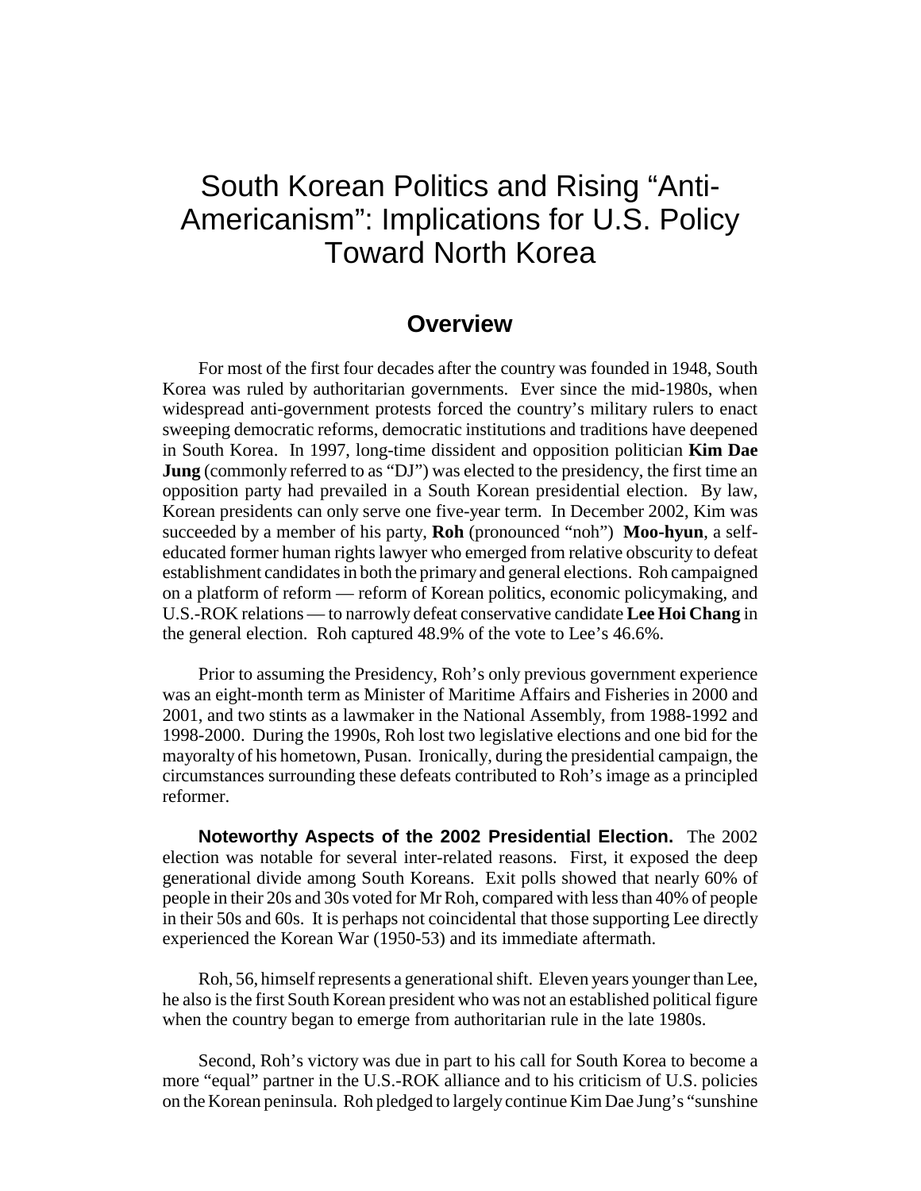# South Korean Politics and Rising "Anti-Americanism": Implications for U.S. Policy Toward North Korea

## Overview

For most of the first four decades after the country was founded in 1948, South Korea was ruled by authoritarian governments. Ever since the mid-1980s, when widespread anti-government protests forced the country's military rulers to enact sweeping democratic reforms, democratic institutions and traditions have deepened in South Korea. In 1997, long-time dissident and opposition politician **Kim Dae Jung** (commonly referred to as "DJ") was elected to the presidency, the first time an opposition party had prevailed in a South Korean presidential election. By law, Korean presidents can only serve one five-year term. In December 2002, Kim was succeeded by a member of his party, **Roh** (pronounced "noh") **Moo-hyun**, a self-educated former human rights lawyer who emerged from relative obscurity to defeat establishment candidates in both the primary and general elections. Roh campaigned on a platform of reform — reform of Korean politics, economic policymaking, and U.S.-ROK relations — to narrowly defeat conservative candidate **Lee Hoi Chang** in the general election. Roh captured 48.9% of the vote to Lee's 46.6%.

Prior to assuming the Presidency, Roh's only previous government experience was an eight-month term as Minister of Maritime Affairs and Fisheries in 2000 and 2001, and two stints as a lawmaker in the National Assembly, from 1988-1992 and 1998-2000. During the 1990s, Roh lost two legislative elections and one bid for the mayoralty of his hometown, Pusan. Ironically, during the presidential campaign, the circumstances surrounding these defeats contributed to Roh's image as a principled reformer.

**Noteworthy Aspects of the 2002 Presidential Election.** The 2002 election was notable for several inter-related reasons. First, it exposed the deep generational divide among South Koreans. Exit polls showed that nearly 60% of people in their 20s and 30s voted for Mr Roh, compared with less than 40% of people in their 50s and 60s. It is perhaps not coincidental that those supporting Lee directly experienced the Korean War (1950-53) and its immediate aftermath.

Roh, 56, himself represents a generational shift. Eleven years younger than Lee, he also is the first South Korean president who was not an established political figure when the country began to emerge from authoritarian rule in the late 1980s.

Second, Roh's victory was due in part to his call for South Korea to become a more "equal" partner in the U.S.-ROK alliance and to his criticism of U.S. policies on the Korean peninsula. Roh pledged to largely continue Kim Dae Jung's "sunshine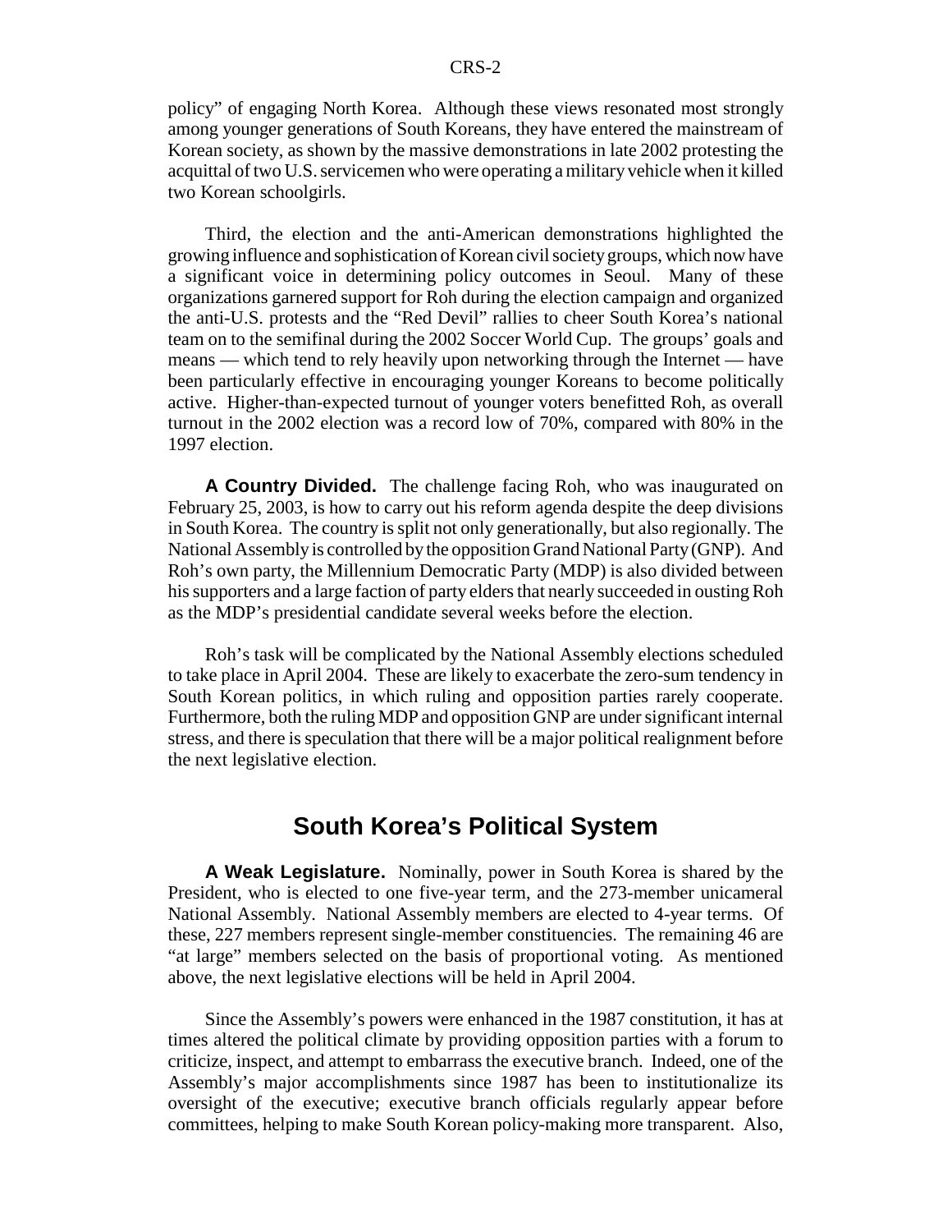policy" of engaging North Korea. Although these views resonated most strongly among younger generations of South Koreans, they have entered the mainstream of Korean society, as shown by the massive demonstrations in late 2002 protesting the acquittal of two U.S. servicemen who were operating a military vehicle when it killed two Korean schoolgirls.

Third, the election and the anti-American demonstrations highlighted the growing influence and sophistication of Korean civil society groups, which now have a significant voice in determining policy outcomes in Seoul. Many of these organizations garnered support for Roh during the election campaign and organized the anti-U.S. protests and the "Red Devil" rallies to cheer South Korea's national team on to the semifinal during the 2002 Soccer World Cup. The groups' goals and means — which tend to rely heavily upon networking through the Internet — have been particularly effective in encouraging younger Koreans to become politically active. Higher-than-expected turnout of younger voters benefitted Roh, as overall turnout in the 2002 election was a record low of 70%, compared with 80% in the 1997 election.

**A Country Divided.** The challenge facing Roh, who was inaugurated on February 25, 2003, is how to carry out his reform agenda despite the deep divisions in South Korea. The country is split not only generationally, but also regionally. The National Assembly is controlled by the opposition Grand National Party (GNP). And Roh's own party, the Millennium Democratic Party (MDP) is also divided between his supporters and a large faction of party elders that nearly succeeded in ousting Roh as the MDP's presidential candidate several weeks before the election.

Roh's task will be complicated by the National Assembly elections scheduled to take place in April 2004. These are likely to exacerbate the zero-sum tendency in South Korean politics, in which ruling and opposition parties rarely cooperate. Furthermore, both the ruling MDP and opposition GNP are under significant internal stress, and there is speculation that there will be a major political realignment before the next legislative election.

## South Korea's Political System

**A Weak Legislature.** Nominally, power in South Korea is shared by the President, who is elected to one five-year term, and the 273-member unicameral National Assembly. National Assembly members are elected to 4-year terms. Of these, 227 members represent single-member constituencies. The remaining 46 are "at large" members selected on the basis of proportional voting. As mentioned above, the next legislative elections will be held in April 2004.

Since the Assembly's powers were enhanced in the 1987 constitution, it has at times altered the political climate by providing opposition parties with a forum to criticize, inspect, and attempt to embarrass the executive branch. Indeed, one of the Assembly's major accomplishments since 1987 has been to institutionalize its oversight of the executive; executive branch officials regularly appear before committees, helping to make South Korean policy-making more transparent. Also,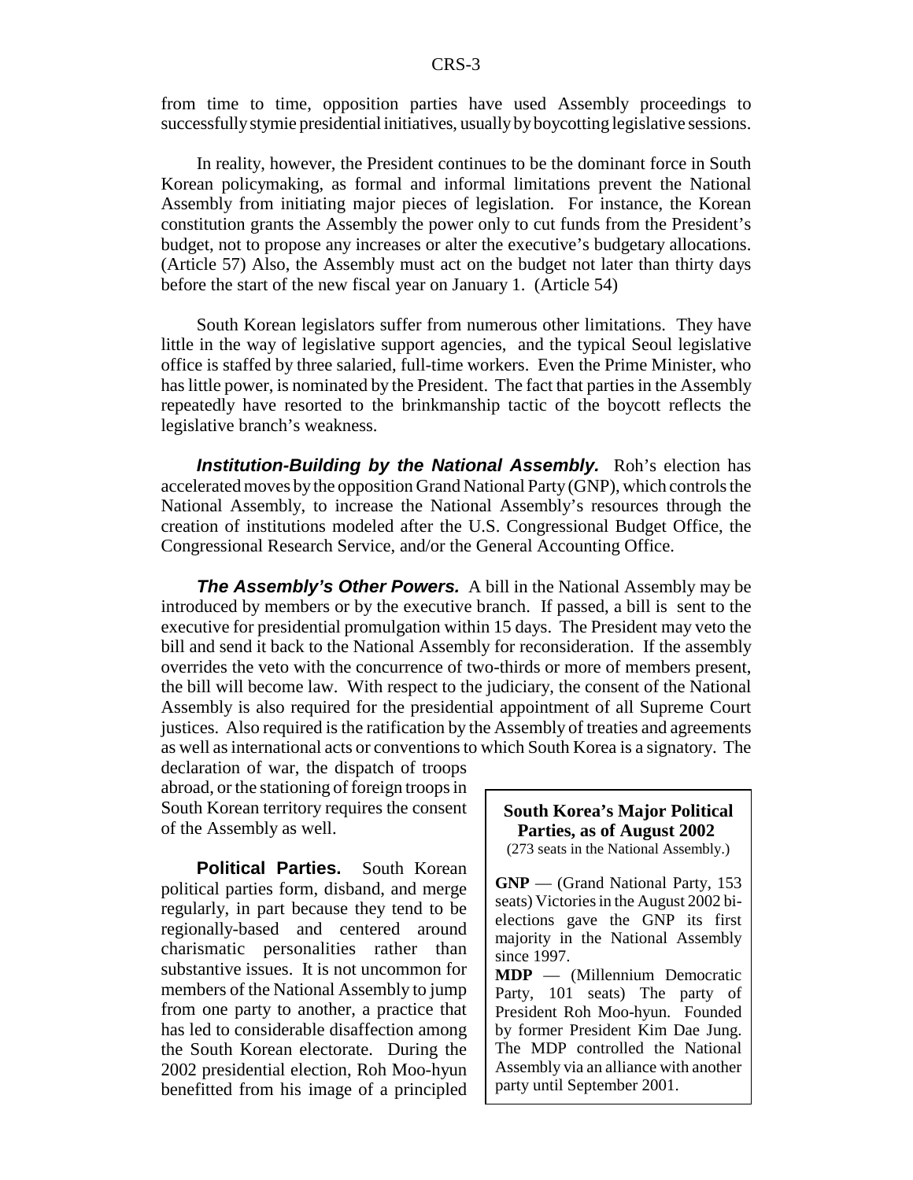from time to time, opposition parties have used Assembly proceedings to successfully stymie presidential initiatives, usually by boycotting legislative sessions.

In reality, however, the President continues to be the dominant force in South Korean policymaking, as formal and informal limitations prevent the National Assembly from initiating major pieces of legislation. For instance, the Korean constitution grants the Assembly the power only to cut funds from the President's budget, not to propose any increases or alter the executive's budgetary allocations. (Article 57) Also, the Assembly must act on the budget not later than thirty days before the start of the new fiscal year on January 1. (Article 54)

South Korean legislators suffer from numerous other limitations. They have little in the way of legislative support agencies, and the typical Seoul legislative office is staffed by three salaried, full-time workers. Even the Prime Minister, who has little power, is nominated by the President. The fact that parties in the Assembly repeatedly have resorted to the brinkmanship tactic of the boycott reflects the legislative branch's weakness.

***Institution-Building by the National Assembly.*** Roh's election has accelerated moves by the opposition Grand National Party (GNP), which controls the National Assembly, to increase the National Assembly's resources through the creation of institutions modeled after the U.S. Congressional Budget Office, the Congressional Research Service, and/or the General Accounting Office.

***The Assembly's Other Powers.*** A bill in the National Assembly may be introduced by members or by the executive branch. If passed, a bill is sent to the executive for presidential promulgation within 15 days. The President may veto the bill and send it back to the National Assembly for reconsideration. If the assembly overrides the veto with the concurrence of two-thirds or more of members present, the bill will become law. With respect to the judiciary, the consent of the National Assembly is also required for the presidential appointment of all Supreme Court justices. Also required is the ratification by the Assembly of treaties and agreements as well as international acts or conventions to which South Korea is a signatory. The declaration of war, the dispatch of troops abroad, or the stationing of foreign troops in South Korean territory requires the consent of the Assembly as well.

**Political Parties.** South Korean political parties form, disband, and merge regularly, in part because they tend to be regionally-based and centered around charismatic personalities rather than substantive issues. It is not uncommon for members of the National Assembly to jump from one party to another, a practice that has led to considerable disaffection among the South Korean electorate. During the 2002 presidential election, Roh Moo-hyun benefitted from his image of a principled

**South Korea's Major Political Parties, as of August 2002**
(273 seats in the National Assembly.)

**GNP** — (Grand National Party, 153 seats) Victories in the August 2002 bi-elections gave the GNP its first majority in the National Assembly since 1997.

**MDP** — (Millennium Democratic Party, 101 seats) The party of President Roh Moo-hyun. Founded by former President Kim Dae Jung. The MDP controlled the National Assembly via an alliance with another party until September 2001.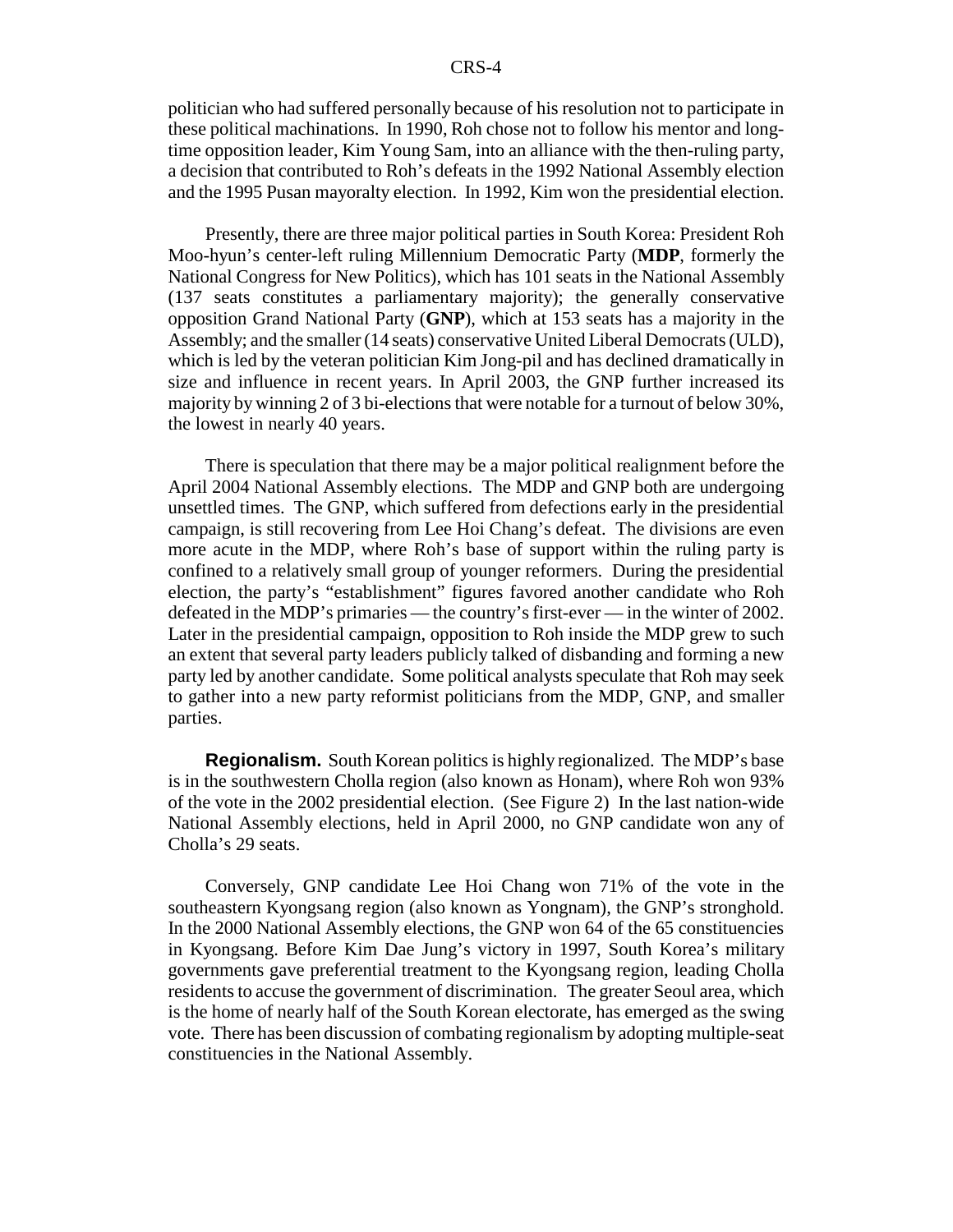politician who had suffered personally because of his resolution not to participate in these political machinations. In 1990, Roh chose not to follow his mentor and long-time opposition leader, Kim Young Sam, into an alliance with the then-ruling party, a decision that contributed to Roh's defeats in the 1992 National Assembly election and the 1995 Pusan mayoralty election. In 1992, Kim won the presidential election.

Presently, there are three major political parties in South Korea: President Roh Moo-hyun's center-left ruling Millennium Democratic Party (**MDP**, formerly the National Congress for New Politics), which has 101 seats in the National Assembly (137 seats constitutes a parliamentary majority); the generally conservative opposition Grand National Party (**GNP**), which at 153 seats has a majority in the Assembly; and the smaller (14 seats) conservative United Liberal Democrats (ULD), which is led by the veteran politician Kim Jong-pil and has declined dramatically in size and influence in recent years. In April 2003, the GNP further increased its majority by winning 2 of 3 bi-elections that were notable for a turnout of below 30%, the lowest in nearly 40 years.

There is speculation that there may be a major political realignment before the April 2004 National Assembly elections. The MDP and GNP both are undergoing unsettled times. The GNP, which suffered from defections early in the presidential campaign, is still recovering from Lee Hoi Chang's defeat. The divisions are even more acute in the MDP, where Roh's base of support within the ruling party is confined to a relatively small group of younger reformers. During the presidential election, the party's "establishment" figures favored another candidate who Roh defeated in the MDP's primaries — the country's first-ever — in the winter of 2002. Later in the presidential campaign, opposition to Roh inside the MDP grew to such an extent that several party leaders publicly talked of disbanding and forming a new party led by another candidate. Some political analysts speculate that Roh may seek to gather into a new party reformist politicians from the MDP, GNP, and smaller parties.

**Regionalism.** South Korean politics is highly regionalized. The MDP's base is in the southwestern Cholla region (also known as Honam), where Roh won 93% of the vote in the 2002 presidential election. (See Figure 2) In the last nation-wide National Assembly elections, held in April 2000, no GNP candidate won any of Cholla's 29 seats.

Conversely, GNP candidate Lee Hoi Chang won 71% of the vote in the southeastern Kyongsang region (also known as Yongnam), the GNP's stronghold. In the 2000 National Assembly elections, the GNP won 64 of the 65 constituencies in Kyongsang. Before Kim Dae Jung's victory in 1997, South Korea's military governments gave preferential treatment to the Kyongsang region, leading Cholla residents to accuse the government of discrimination. The greater Seoul area, which is the home of nearly half of the South Korean electorate, has emerged as the swing vote. There has been discussion of combating regionalism by adopting multiple-seat constituencies in the National Assembly.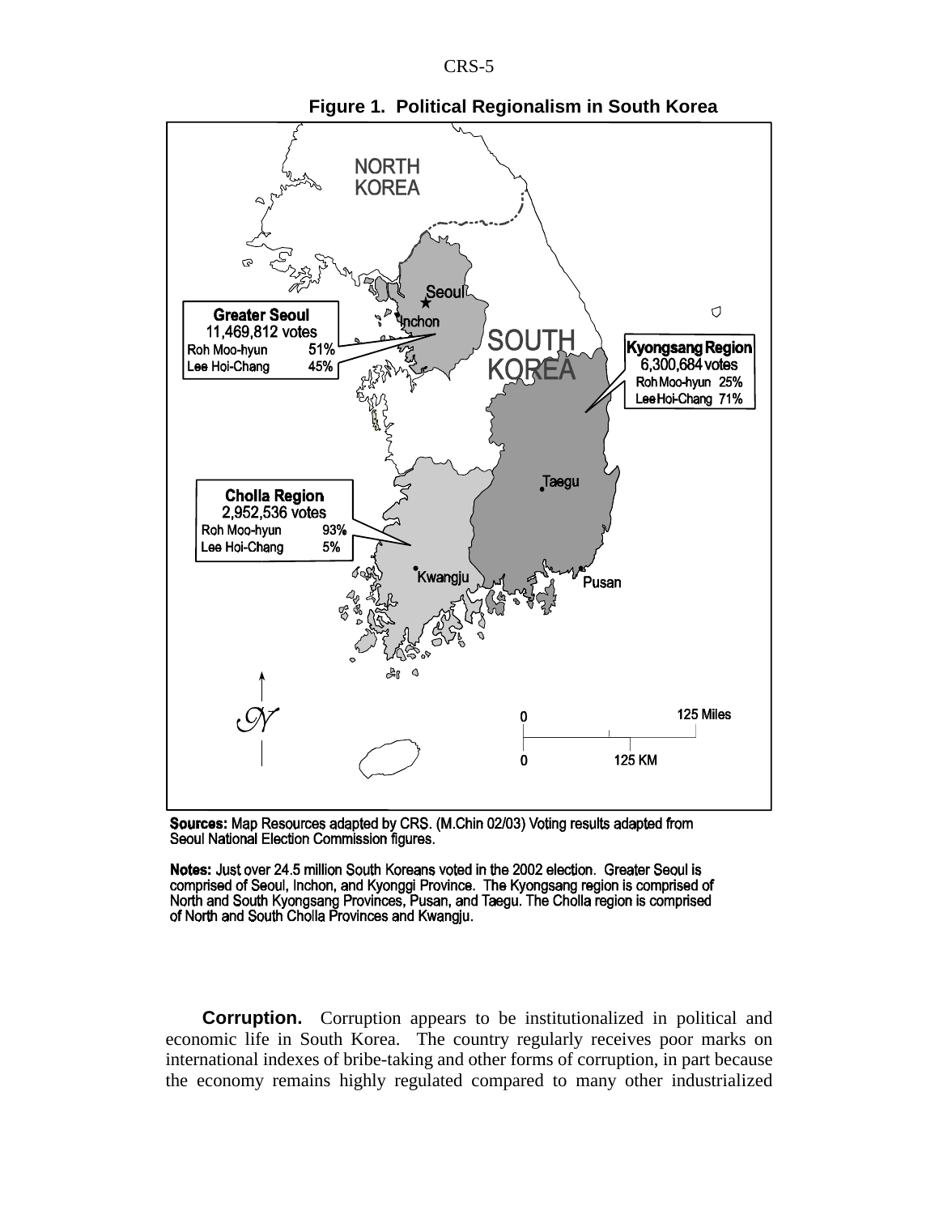**Figure 1. Political Regionalism in South Korea**

NORTH KOREA

SOUTH KOREA

Seoul

Inchon

Taegu

Kwangju

Pusan

**Greater Seoul**
11,469,812 votes
Roh Moo-hyun 51%
Lee Hoi-Chang 45%

**Kyongsang Region**
6,300,684 votes
Roh Moo-hyun 25%
Lee Hoi-Chang 71%

**Cholla Region**
2,952,536 votes
Roh Moo-hyun 93%
Lee Hoi-Chang 5%

0 125 Miles

0 125 KM

**Sources:** Map Resources adapted by CRS. (M.Chin 02/03) Voting results adapted from Seoul National Election Commission figures.

**Notes:** Just over 24.5 million South Koreans voted in the 2002 election. Greater Seoul is comprised of Seoul, Inchon, and Kyonggi Province. The Kyongsang region is comprised of North and South Kyongsang Provinces, Pusan, and Taegu. The Cholla region is comprised of North and South Cholla Provinces and Kwangju.

**Corruption.** Corruption appears to be institutionalized in political and economic life in South Korea. The country regularly receives poor marks on international indexes of bribe-taking and other forms of corruption, in part because the economy remains highly regulated compared to many other industrialized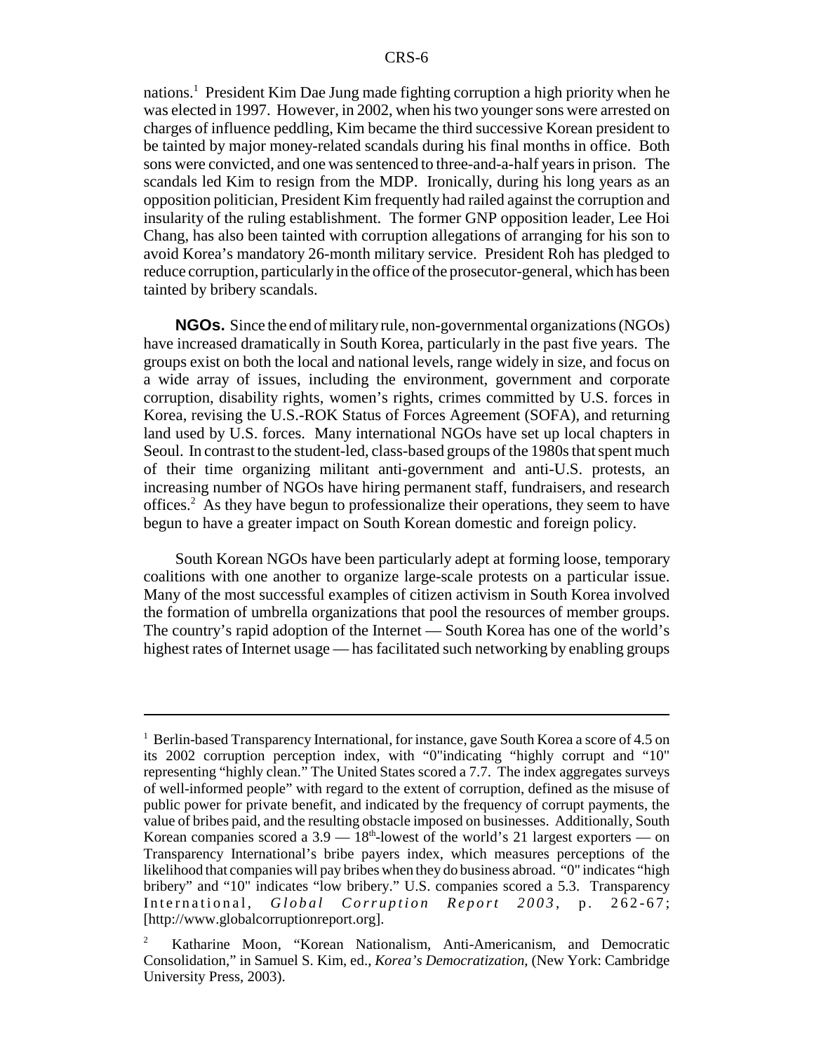nations.[1] President Kim Dae Jung made fighting corruption a high priority when he was elected in 1997. However, in 2002, when his two younger sons were arrested on charges of influence peddling, Kim became the third successive Korean president to be tainted by major money-related scandals during his final months in office. Both sons were convicted, and one was sentenced to three-and-a-half years in prison. The scandals led Kim to resign from the MDP. Ironically, during his long years as an opposition politician, President Kim frequently had railed against the corruption and insularity of the ruling establishment. The former GNP opposition leader, Lee Hoi Chang, has also been tainted with corruption allegations of arranging for his son to avoid Korea's mandatory 26-month military service. President Roh has pledged to reduce corruption, particularly in the office of the prosecutor-general, which has been tainted by bribery scandals.

**NGOs.** Since the end of military rule, non-governmental organizations (NGOs) have increased dramatically in South Korea, particularly in the past five years. The groups exist on both the local and national levels, range widely in size, and focus on a wide array of issues, including the environment, government and corporate corruption, disability rights, women's rights, crimes committed by U.S. forces in Korea, revising the U.S.-ROK Status of Forces Agreement (SOFA), and returning land used by U.S. forces. Many international NGOs have set up local chapters in Seoul. In contrast to the student-led, class-based groups of the 1980s that spent much of their time organizing militant anti-government and anti-U.S. protests, an increasing number of NGOs have hiring permanent staff, fundraisers, and research offices.[2] As they have begun to professionalize their operations, they seem to have begun to have a greater impact on South Korean domestic and foreign policy.

South Korean NGOs have been particularly adept at forming loose, temporary coalitions with one another to organize large-scale protests on a particular issue. Many of the most successful examples of citizen activism in South Korea involved the formation of umbrella organizations that pool the resources of member groups. The country's rapid adoption of the Internet — South Korea has one of the world's highest rates of Internet usage — has facilitated such networking by enabling groups

---

[1] Berlin-based Transparency International, for instance, gave South Korea a score of 4.5 on its 2002 corruption perception index, with "0"indicating "highly corrupt and "10" representing "highly clean." The United States scored a 7.7. The index aggregates surveys of well-informed people" with regard to the extent of corruption, defined as the misuse of public power for private benefit, and indicated by the frequency of corrupt payments, the value of bribes paid, and the resulting obstacle imposed on businesses. Additionally, South Korean companies scored a 3.9 — 18th-lowest of the world's 21 largest exporters — on Transparency International's bribe payers index, which measures perceptions of the likelihood that companies will pay bribes when they do business abroad. "0" indicates "high bribery" and "10" indicates "low bribery." U.S. companies scored a 5.3. Transparency International, *Global Corruption Report 2003*, p. 262-67; [http://www.globalcorruptionreport.org].

[2] Katharine Moon, "Korean Nationalism, Anti-Americanism, and Democratic Consolidation," in Samuel S. Kim, ed., *Korea's Democratization*, (New York: Cambridge University Press, 2003).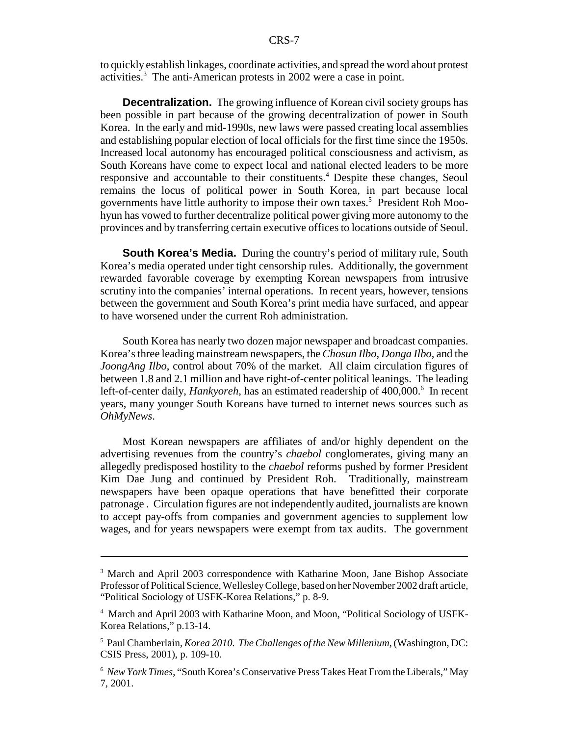to quickly establish linkages, coordinate activities, and spread the word about protest activities.[3] The anti-American protests in 2002 were a case in point.

**Decentralization.** The growing influence of Korean civil society groups has been possible in part because of the growing decentralization of power in South Korea. In the early and mid-1990s, new laws were passed creating local assemblies and establishing popular election of local officials for the first time since the 1950s. Increased local autonomy has encouraged political consciousness and activism, as South Koreans have come to expect local and national elected leaders to be more responsive and accountable to their constituents.[4] Despite these changes, Seoul remains the locus of political power in South Korea, in part because local governments have little authority to impose their own taxes.[5] President Roh Moo-hyun has vowed to further decentralize political power giving more autonomy to the provinces and by transferring certain executive offices to locations outside of Seoul.

**South Korea's Media.** During the country's period of military rule, South Korea's media operated under tight censorship rules. Additionally, the government rewarded favorable coverage by exempting Korean newspapers from intrusive scrutiny into the companies' internal operations. In recent years, however, tensions between the government and South Korea's print media have surfaced, and appear to have worsened under the current Roh administration.

South Korea has nearly two dozen major newspaper and broadcast companies. Korea's three leading mainstream newspapers, the *Chosun Ilbo*, *Donga Ilbo*, and the *JoongAng Ilbo*, control about 70% of the market. All claim circulation figures of between 1.8 and 2.1 million and have right-of-center political leanings. The leading left-of-center daily, *Hankyoreh*, has an estimated readership of 400,000.[6] In recent years, many younger South Koreans have turned to internet news sources such as *OhMyNews*.

Most Korean newspapers are affiliates of and/or highly dependent on the advertising revenues from the country's *chaebol* conglomerates, giving many an allegedly predisposed hostility to the *chaebol* reforms pushed by former President Kim Dae Jung and continued by President Roh. Traditionally, mainstream newspapers have been opaque operations that have benefitted their corporate patronage . Circulation figures are not independently audited, journalists are known to accept pay-offs from companies and government agencies to supplement low wages, and for years newspapers were exempt from tax audits. The government

---

[3] March and April 2003 correspondence with Katharine Moon, Jane Bishop Associate Professor of Political Science, Wellesley College, based on her November 2002 draft article, "Political Sociology of USFK-Korea Relations," p. 8-9.

[4] March and April 2003 with Katharine Moon, and Moon, "Political Sociology of USFK-Korea Relations," p.13-14.

[5] Paul Chamberlain, *Korea 2010. The Challenges of the New Millenium*, (Washington, DC: CSIS Press, 2001), p. 109-10.

[6] *New York Times*, "South Korea's Conservative Press Takes Heat From the Liberals," May 7, 2001.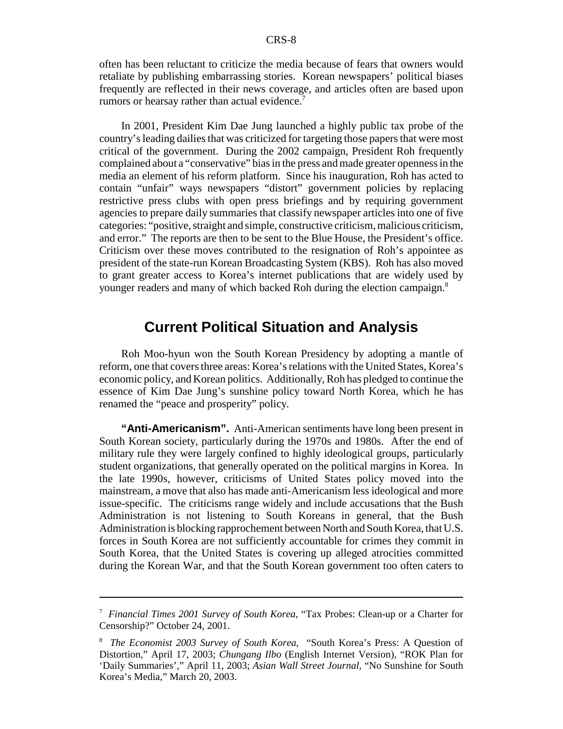often has been reluctant to criticize the media because of fears that owners would retaliate by publishing embarrassing stories. Korean newspapers' political biases frequently are reflected in their news coverage, and articles often are based upon rumors or hearsay rather than actual evidence.[7]

In 2001, President Kim Dae Jung launched a highly public tax probe of the country's leading dailies that was criticized for targeting those papers that were most critical of the government. During the 2002 campaign, President Roh frequently complained about a "conservative" bias in the press and made greater openness in the media an element of his reform platform. Since his inauguration, Roh has acted to contain "unfair" ways newspapers "distort" government policies by replacing restrictive press clubs with open press briefings and by requiring government agencies to prepare daily summaries that classify newspaper articles into one of five categories: "positive, straight and simple, constructive criticism, malicious criticism, and error." The reports are then to be sent to the Blue House, the President's office. Criticism over these moves contributed to the resignation of Roh's appointee as president of the state-run Korean Broadcasting System (KBS). Roh has also moved to grant greater access to Korea's internet publications that are widely used by younger readers and many of which backed Roh during the election campaign.[8]

## Current Political Situation and Analysis

Roh Moo-hyun won the South Korean Presidency by adopting a mantle of reform, one that covers three areas: Korea's relations with the United States, Korea's economic policy, and Korean politics. Additionally, Roh has pledged to continue the essence of Kim Dae Jung's sunshine policy toward North Korea, which he has renamed the "peace and prosperity" policy.

**"Anti-Americanism".** Anti-American sentiments have long been present in South Korean society, particularly during the 1970s and 1980s. After the end of military rule they were largely confined to highly ideological groups, particularly student organizations, that generally operated on the political margins in Korea. In the late 1990s, however, criticisms of United States policy moved into the mainstream, a move that also has made anti-Americanism less ideological and more issue-specific. The criticisms range widely and include accusations that the Bush Administration is not listening to South Koreans in general, that the Bush Administration is blocking rapprochement between North and South Korea, that U.S. forces in South Korea are not sufficiently accountable for crimes they commit in South Korea, that the United States is covering up alleged atrocities committed during the Korean War, and that the South Korean government too often caters to

---

[7] *Financial Times 2001 Survey of South Korea*, "Tax Probes: Clean-up or a Charter for Censorship?" October 24, 2001.

[8] *The Economist 2003 Survey of South Korea*, "South Korea's Press: A Question of Distortion," April 17, 2003; *Chungang Ilbo* (English Internet Version), "ROK Plan for 'Daily Summaries'," April 11, 2003; *Asian Wall Street Journal*, "No Sunshine for South Korea's Media," March 20, 2003.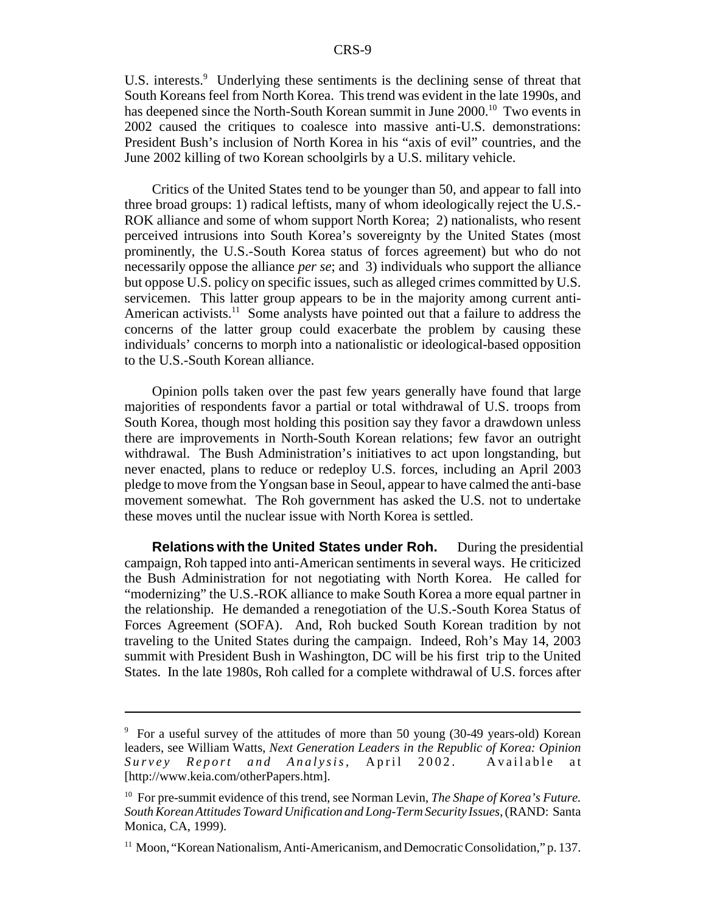U.S. interests.[9] Underlying these sentiments is the declining sense of threat that South Koreans feel from North Korea. This trend was evident in the late 1990s, and has deepened since the North-South Korean summit in June 2000.[10] Two events in 2002 caused the critiques to coalesce into massive anti-U.S. demonstrations: President Bush's inclusion of North Korea in his "axis of evil" countries, and the June 2002 killing of two Korean schoolgirls by a U.S. military vehicle.

Critics of the United States tend to be younger than 50, and appear to fall into three broad groups: 1) radical leftists, many of whom ideologically reject the U.S.-ROK alliance and some of whom support North Korea; 2) nationalists, who resent perceived intrusions into South Korea's sovereignty by the United States (most prominently, the U.S.-South Korea status of forces agreement) but who do not necessarily oppose the alliance *per se*; and 3) individuals who support the alliance but oppose U.S. policy on specific issues, such as alleged crimes committed by U.S. servicemen. This latter group appears to be in the majority among current anti-American activists.[11] Some analysts have pointed out that a failure to address the concerns of the latter group could exacerbate the problem by causing these individuals' concerns to morph into a nationalistic or ideological-based opposition to the U.S.-South Korean alliance.

Opinion polls taken over the past few years generally have found that large majorities of respondents favor a partial or total withdrawal of U.S. troops from South Korea, though most holding this position say they favor a drawdown unless there are improvements in North-South Korean relations; few favor an outright withdrawal. The Bush Administration's initiatives to act upon longstanding, but never enacted, plans to reduce or redeploy U.S. forces, including an April 2003 pledge to move from the Yongsan base in Seoul, appear to have calmed the anti-base movement somewhat. The Roh government has asked the U.S. not to undertake these moves until the nuclear issue with North Korea is settled.

**Relations with the United States under Roh.** During the presidential campaign, Roh tapped into anti-American sentiments in several ways. He criticized the Bush Administration for not negotiating with North Korea. He called for "modernizing" the U.S.-ROK alliance to make South Korea a more equal partner in the relationship. He demanded a renegotiation of the U.S.-South Korea Status of Forces Agreement (SOFA). And, Roh bucked South Korean tradition by not traveling to the United States during the campaign. Indeed, Roh's May 14, 2003 summit with President Bush in Washington, DC will be his first trip to the United States. In the late 1980s, Roh called for a complete withdrawal of U.S. forces after

---

[9] For a useful survey of the attitudes of more than 50 young (30-49 years-old) Korean leaders, see William Watts, *Next Generation Leaders in the Republic of Korea: Opinion Survey Report and Analysis*, April 2002. Available at [http://www.keia.com/otherPapers.htm].

[10] For pre-summit evidence of this trend, see Norman Levin, *The Shape of Korea's Future. South Korean Attitudes Toward Unification and Long-Term Security Issues*, (RAND: Santa Monica, CA, 1999).

[11] Moon, "Korean Nationalism, Anti-Americanism, and Democratic Consolidation," p. 137.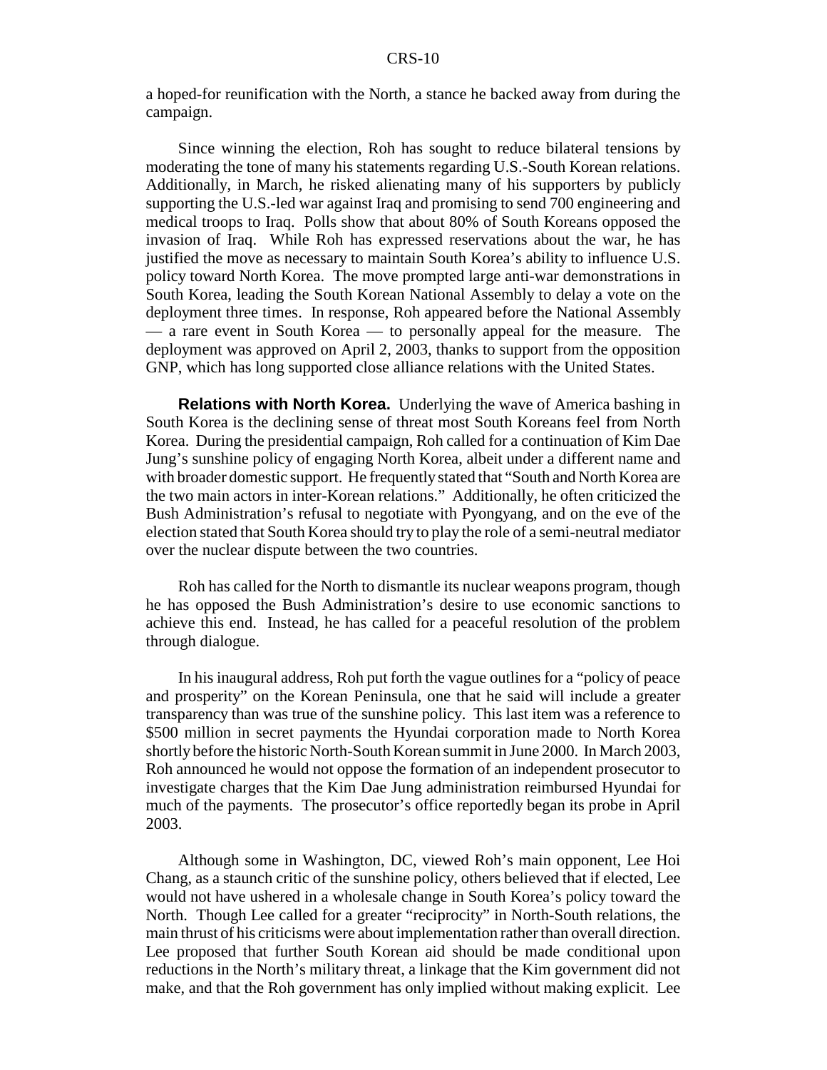a hoped-for reunification with the North, a stance he backed away from during the campaign.

Since winning the election, Roh has sought to reduce bilateral tensions by moderating the tone of many his statements regarding U.S.-South Korean relations. Additionally, in March, he risked alienating many of his supporters by publicly supporting the U.S.-led war against Iraq and promising to send 700 engineering and medical troops to Iraq. Polls show that about 80% of South Koreans opposed the invasion of Iraq. While Roh has expressed reservations about the war, he has justified the move as necessary to maintain South Korea's ability to influence U.S. policy toward North Korea. The move prompted large anti-war demonstrations in South Korea, leading the South Korean National Assembly to delay a vote on the deployment three times. In response, Roh appeared before the National Assembly — a rare event in South Korea — to personally appeal for the measure. The deployment was approved on April 2, 2003, thanks to support from the opposition GNP, which has long supported close alliance relations with the United States.

**Relations with North Korea.** Underlying the wave of America bashing in South Korea is the declining sense of threat most South Koreans feel from North Korea. During the presidential campaign, Roh called for a continuation of Kim Dae Jung's sunshine policy of engaging North Korea, albeit under a different name and with broader domestic support. He frequently stated that "South and North Korea are the two main actors in inter-Korean relations." Additionally, he often criticized the Bush Administration's refusal to negotiate with Pyongyang, and on the eve of the election stated that South Korea should try to play the role of a semi-neutral mediator over the nuclear dispute between the two countries.

Roh has called for the North to dismantle its nuclear weapons program, though he has opposed the Bush Administration's desire to use economic sanctions to achieve this end. Instead, he has called for a peaceful resolution of the problem through dialogue.

In his inaugural address, Roh put forth the vague outlines for a "policy of peace and prosperity" on the Korean Peninsula, one that he said will include a greater transparency than was true of the sunshine policy. This last item was a reference to \$500 million in secret payments the Hyundai corporation made to North Korea shortly before the historic North-South Korean summit in June 2000. In March 2003, Roh announced he would not oppose the formation of an independent prosecutor to investigate charges that the Kim Dae Jung administration reimbursed Hyundai for much of the payments. The prosecutor's office reportedly began its probe in April 2003.

Although some in Washington, DC, viewed Roh's main opponent, Lee Hoi Chang, as a staunch critic of the sunshine policy, others believed that if elected, Lee would not have ushered in a wholesale change in South Korea's policy toward the North. Though Lee called for a greater "reciprocity" in North-South relations, the main thrust of his criticisms were about implementation rather than overall direction. Lee proposed that further South Korean aid should be made conditional upon reductions in the North's military threat, a linkage that the Kim government did not make, and that the Roh government has only implied without making explicit. Lee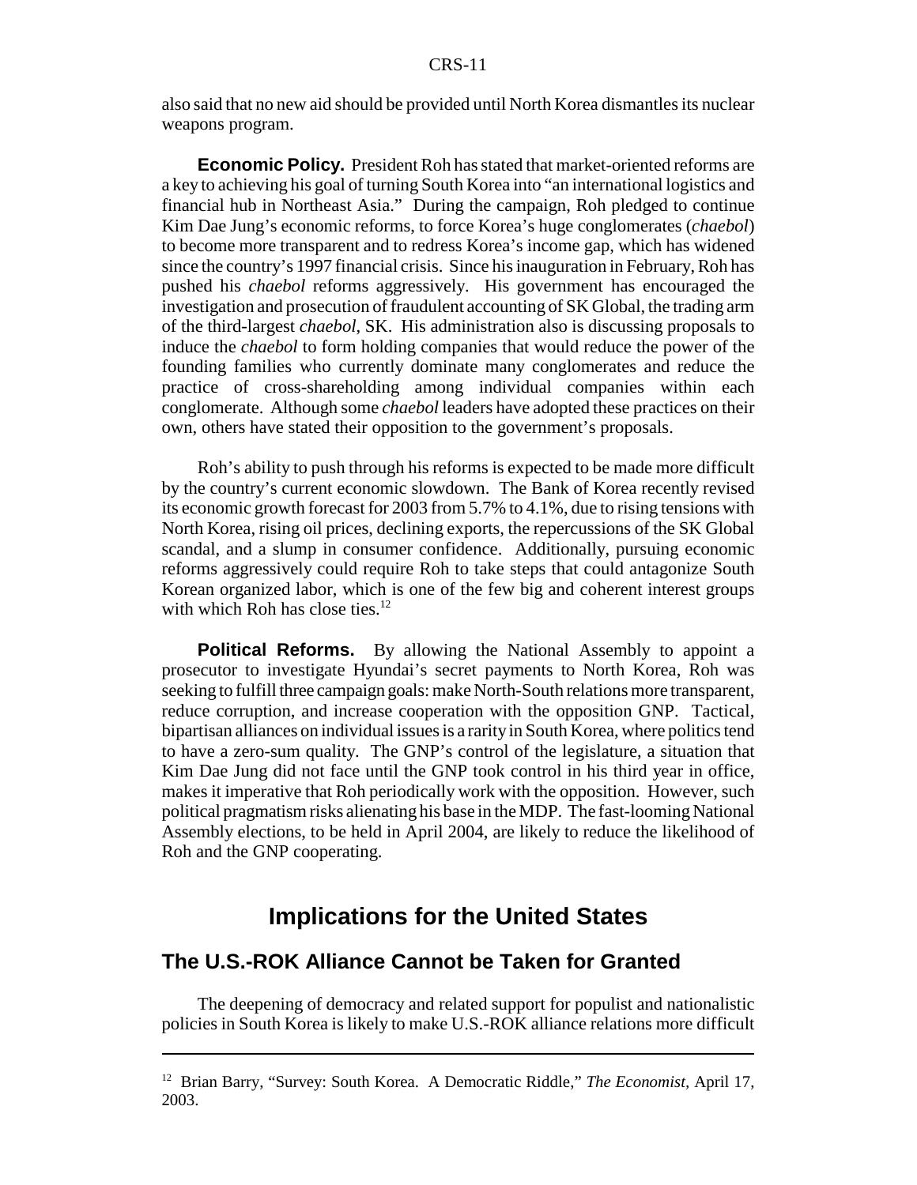also said that no new aid should be provided until North Korea dismantles its nuclear weapons program.

**Economic Policy.** President Roh has stated that market-oriented reforms are a key to achieving his goal of turning South Korea into "an international logistics and financial hub in Northeast Asia." During the campaign, Roh pledged to continue Kim Dae Jung's economic reforms, to force Korea's huge conglomerates (*chaebol*) to become more transparent and to redress Korea's income gap, which has widened since the country's 1997 financial crisis. Since his inauguration in February, Roh has pushed his *chaebol* reforms aggressively. His government has encouraged the investigation and prosecution of fraudulent accounting of SK Global, the trading arm of the third-largest *chaebol*, SK. His administration also is discussing proposals to induce the *chaebol* to form holding companies that would reduce the power of the founding families who currently dominate many conglomerates and reduce the practice of cross-shareholding among individual companies within each conglomerate. Although some *chaebol* leaders have adopted these practices on their own, others have stated their opposition to the government's proposals.

Roh's ability to push through his reforms is expected to be made more difficult by the country's current economic slowdown. The Bank of Korea recently revised its economic growth forecast for 2003 from 5.7% to 4.1%, due to rising tensions with North Korea, rising oil prices, declining exports, the repercussions of the SK Global scandal, and a slump in consumer confidence. Additionally, pursuing economic reforms aggressively could require Roh to take steps that could antagonize South Korean organized labor, which is one of the few big and coherent interest groups with which Roh has close ties.[12]

**Political Reforms.** By allowing the National Assembly to appoint a prosecutor to investigate Hyundai's secret payments to North Korea, Roh was seeking to fulfill three campaign goals: make North-South relations more transparent, reduce corruption, and increase cooperation with the opposition GNP. Tactical, bipartisan alliances on individual issues is a rarity in South Korea, where politics tend to have a zero-sum quality. The GNP's control of the legislature, a situation that Kim Dae Jung did not face until the GNP took control in his third year in office, makes it imperative that Roh periodically work with the opposition. However, such political pragmatism risks alienating his base in the MDP. The fast-looming National Assembly elections, to be held in April 2004, are likely to reduce the likelihood of Roh and the GNP cooperating.

# Implications for the United States

## The U.S.-ROK Alliance Cannot be Taken for Granted

The deepening of democracy and related support for populist and nationalistic policies in South Korea is likely to make U.S.-ROK alliance relations more difficult

[12] Brian Barry, "Survey: South Korea. A Democratic Riddle," *The Economist,* April 17, 2003.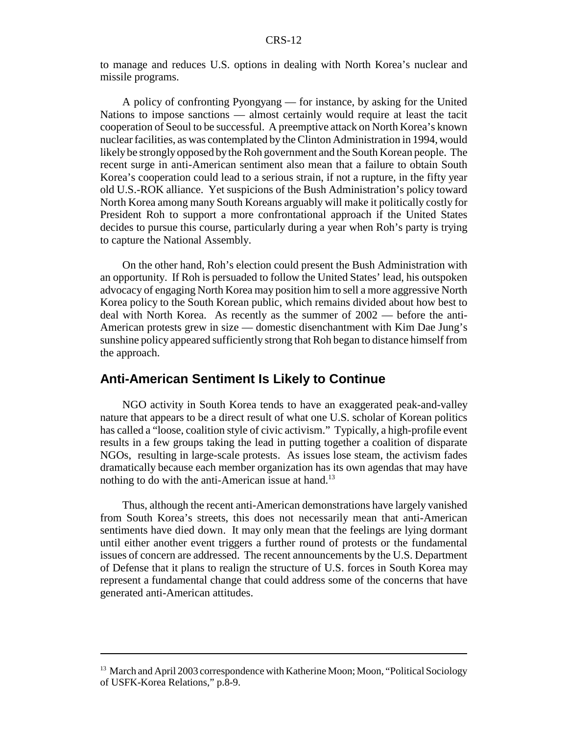to manage and reduces U.S. options in dealing with North Korea's nuclear and missile programs.

A policy of confronting Pyongyang — for instance, by asking for the United Nations to impose sanctions — almost certainly would require at least the tacit cooperation of Seoul to be successful. A preemptive attack on North Korea's known nuclear facilities, as was contemplated by the Clinton Administration in 1994, would likely be strongly opposed by the Roh government and the South Korean people. The recent surge in anti-American sentiment also mean that a failure to obtain South Korea's cooperation could lead to a serious strain, if not a rupture, in the fifty year old U.S.-ROK alliance. Yet suspicions of the Bush Administration's policy toward North Korea among many South Koreans arguably will make it politically costly for President Roh to support a more confrontational approach if the United States decides to pursue this course, particularly during a year when Roh's party is trying to capture the National Assembly.

On the other hand, Roh's election could present the Bush Administration with an opportunity. If Roh is persuaded to follow the United States' lead, his outspoken advocacy of engaging North Korea may position him to sell a more aggressive North Korea policy to the South Korean public, which remains divided about how best to deal with North Korea. As recently as the summer of 2002 — before the anti-American protests grew in size — domestic disenchantment with Kim Dae Jung's sunshine policy appeared sufficiently strong that Roh began to distance himself from the approach.

## Anti-American Sentiment Is Likely to Continue

NGO activity in South Korea tends to have an exaggerated peak-and-valley nature that appears to be a direct result of what one U.S. scholar of Korean politics has called a "loose, coalition style of civic activism." Typically, a high-profile event results in a few groups taking the lead in putting together a coalition of disparate NGOs, resulting in large-scale protests. As issues lose steam, the activism fades dramatically because each member organization has its own agendas that may have nothing to do with the anti-American issue at hand.[13]

Thus, although the recent anti-American demonstrations have largely vanished from South Korea's streets, this does not necessarily mean that anti-American sentiments have died down. It may only mean that the feelings are lying dormant until either another event triggers a further round of protests or the fundamental issues of concern are addressed. The recent announcements by the U.S. Department of Defense that it plans to realign the structure of U.S. forces in South Korea may represent a fundamental change that could address some of the concerns that have generated anti-American attitudes.

[13] March and April 2003 correspondence with Katherine Moon; Moon, "Political Sociology of USFK-Korea Relations," p.8-9.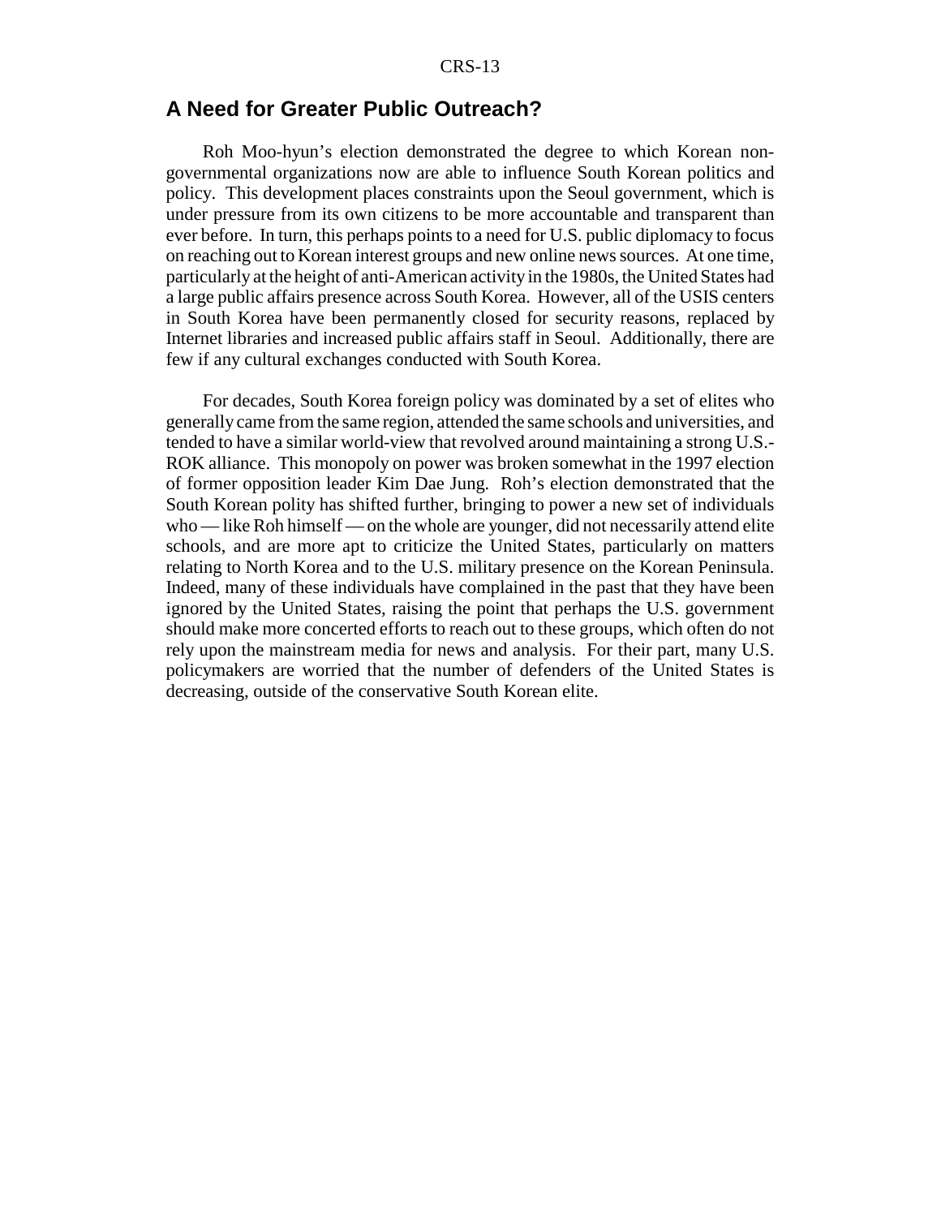## A Need for Greater Public Outreach?

Roh Moo-hyun's election demonstrated the degree to which Korean non-governmental organizations now are able to influence South Korean politics and policy. This development places constraints upon the Seoul government, which is under pressure from its own citizens to be more accountable and transparent than ever before. In turn, this perhaps points to a need for U.S. public diplomacy to focus on reaching out to Korean interest groups and new online news sources. At one time, particularly at the height of anti-American activity in the 1980s, the United States had a large public affairs presence across South Korea. However, all of the USIS centers in South Korea have been permanently closed for security reasons, replaced by Internet libraries and increased public affairs staff in Seoul. Additionally, there are few if any cultural exchanges conducted with South Korea.

For decades, South Korea foreign policy was dominated by a set of elites who generally came from the same region, attended the same schools and universities, and tended to have a similar world-view that revolved around maintaining a strong U.S.-ROK alliance. This monopoly on power was broken somewhat in the 1997 election of former opposition leader Kim Dae Jung. Roh's election demonstrated that the South Korean polity has shifted further, bringing to power a new set of individuals who — like Roh himself — on the whole are younger, did not necessarily attend elite schools, and are more apt to criticize the United States, particularly on matters relating to North Korea and to the U.S. military presence on the Korean Peninsula. Indeed, many of these individuals have complained in the past that they have been ignored by the United States, raising the point that perhaps the U.S. government should make more concerted efforts to reach out to these groups, which often do not rely upon the mainstream media for news and analysis. For their part, many U.S. policymakers are worried that the number of defenders of the United States is decreasing, outside of the conservative South Korean elite.